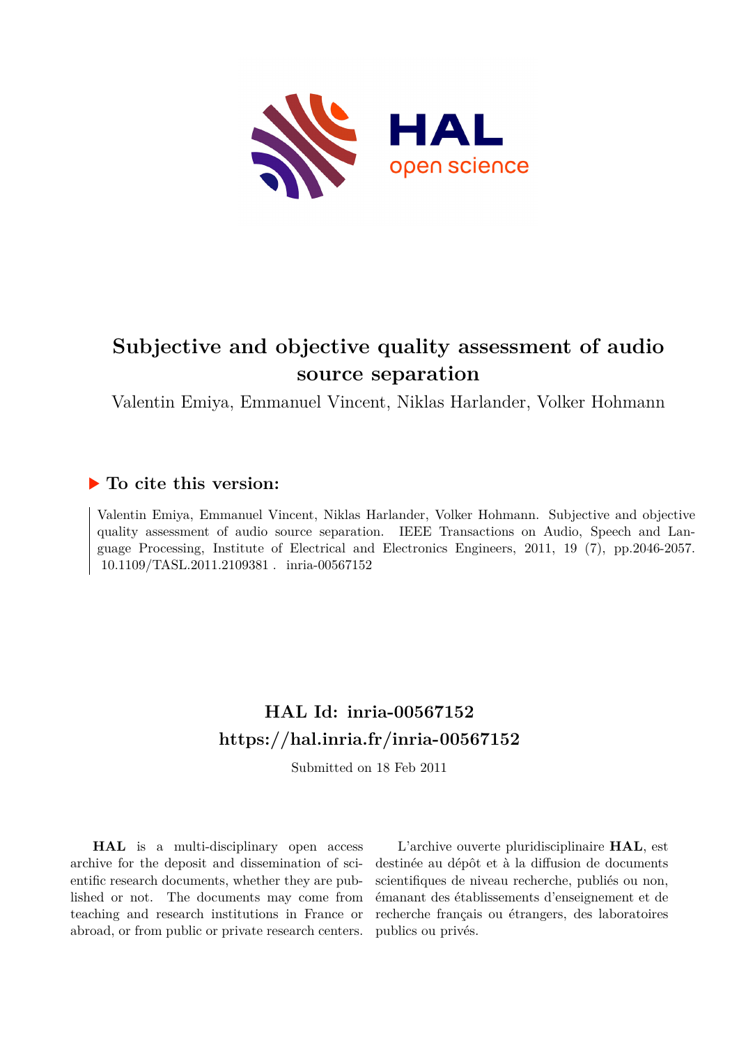# Subjective and objective quality assessment of audio source separation

Valentin Emiya, Emmanuel Vincent, Niklas Harlander, Volker Hohmann

## ▶ To cite this version:

Valentin Emiya, Emmanuel Vincent, Niklas Harlander, Volker Hohmann. Subjective and objective quality assessment of audio source separation. IEEE Transactions on Audio, Speech and Language Processing, Institute of Electrical and Electronics Engineers, 2011, 19 (7), pp.2046-2057. 10.1109/TASL.2011.2109381 . inria-00567152

## HAL Id: inria-00567152
## https://hal.inria.fr/inria-00567152

Submitted on 18 Feb 2011

**HAL** is a multi-disciplinary open access archive for the deposit and dissemination of scientific research documents, whether they are published or not. The documents may come from teaching and research institutions in France or abroad, or from public or private research centers.

L'archive ouverte pluridisciplinaire **HAL**, est destinée au dépôt et à la diffusion de documents scientifiques de niveau recherche, publiés ou non, émanant des établissements d'enseignement et de recherche français ou étrangers, des laboratoires publics ou privés.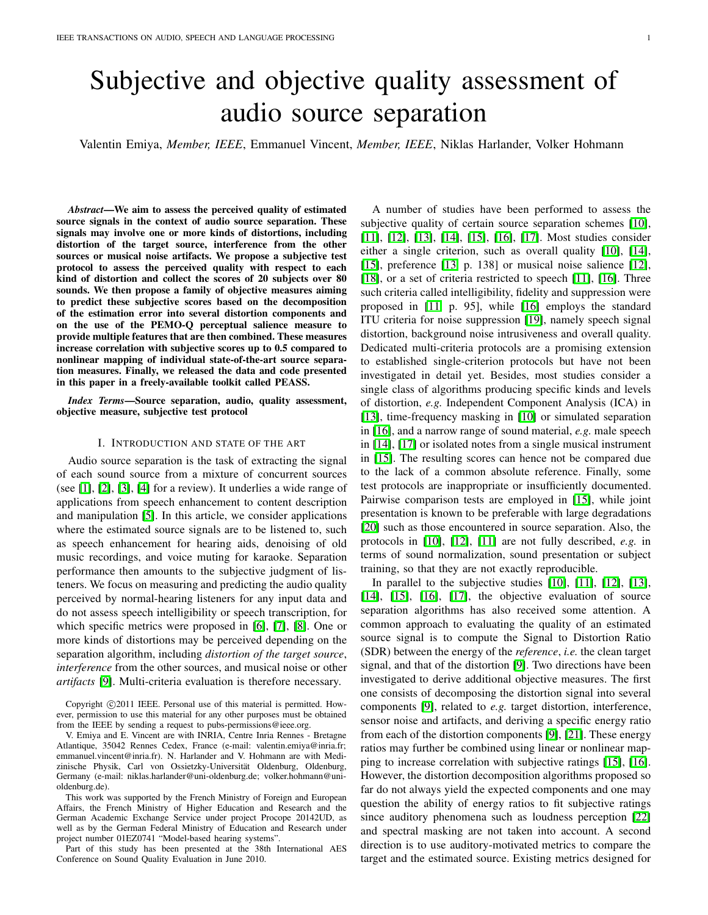# Subjective and objective quality assessment of audio source separation

Valentin Emiya, *Member, IEEE*, Emmanuel Vincent, *Member, IEEE*, Niklas Harlander, Volker Hohmann

***Abstract*—We aim to assess the perceived quality of estimated source signals in the context of audio source separation. These signals may involve one or more kinds of distortions, including distortion of the target source, interference from the other sources or musical noise artifacts. We propose a subjective test protocol to assess the perceived quality with respect to each kind of distortion and collect the scores of 20 subjects over 80 sounds. We then propose a family of objective measures aiming to predict these subjective scores based on the decomposition of the estimation error into several distortion components and on the use of the PEMO-Q perceptual salience measure to provide multiple features that are then combined. These measures increase correlation with subjective scores up to 0.5 compared to nonlinear mapping of individual state-of-the-art source separation measures. Finally, we released the data and code presented in this paper in a freely-available toolkit called PEASS.**

***Index Terms*—Source separation, audio, quality assessment, objective measure, subjective test protocol**

## I. Introduction and state of the art

Audio source separation is the task of extracting the signal of each sound source from a mixture of concurrent sources (see [1], [2], [3], [4] for a review). It underlies a wide range of applications from speech enhancement to content description and manipulation [5]. In this article, we consider applications where the estimated source signals are to be listened to, such as speech enhancement for hearing aids, denoising of old music recordings, and voice muting for karaoke. Separation performance then amounts to the subjective judgment of listeners. We focus on measuring and predicting the audio quality perceived by normal-hearing listeners for any input data and do not assess speech intelligibility or speech transcription, for which specific metrics were proposed in [6], [7], [8]. One or more kinds of distortions may be perceived depending on the separation algorithm, including *distortion of the target source*, *interference* from the other sources, and musical noise or other *artifacts* [9]. Multi-criteria evaluation is therefore necessary.

Copyright ©2011 IEEE. Personal use of this material is permitted. However, permission to use this material for any other purposes must be obtained from the IEEE by sending a request to pubs-permissions@ieee.org.

V. Emiya and E. Vincent are with INRIA, Centre Inria Rennes - Bretagne Atlantique, 35042 Rennes Cedex, France (e-mail: valentin.emiya@inria.fr; emmanuel.vincent@inria.fr). N. Harlander and V. Hohmann are with Medizinische Physik, Carl von Ossietzky-Universität Oldenburg, Oldenburg, Germany (e-mail: niklas.harlander@uni-oldenburg.de; volker.hohmann@uni-oldenburg.de).

This work was supported by the French Ministry of Foreign and European Affairs, the French Ministry of Higher Education and Research and the German Academic Exchange Service under project Procope 20142UD, as well as by the German Federal Ministry of Education and Research under project number 01EZ0741 "Model-based hearing systems".

Part of this study has been presented at the 38th International AES Conference on Sound Quality Evaluation in June 2010.

A number of studies have been performed to assess the subjective quality of certain source separation schemes [10], [11], [12], [13], [14], [15], [16], [17]. Most studies consider either a single criterion, such as overall quality [10], [14], [15], preference [13, p. 138] or musical noise salience [12], [18], or a set of criteria restricted to speech [11], [16]. Three such criteria called intelligibility, fidelity and suppression were proposed in [11, p. 95], while [16] employs the standard ITU criteria for noise suppression [19], namely speech signal distortion, background noise intrusiveness and overall quality. Dedicated multi-criteria protocols are a promising extension to established single-criterion protocols but have not been investigated in detail yet. Besides, most studies consider a single class of algorithms producing specific kinds and levels of distortion, *e.g.* Independent Component Analysis (ICA) in [13], time-frequency masking in [10] or simulated separation in [16], and a narrow range of sound material, *e.g.* male speech in [14], [17] or isolated notes from a single musical instrument in [15]. The resulting scores can hence not be compared due to the lack of a common absolute reference. Finally, some test protocols are inappropriate or insufficiently documented. Pairwise comparison tests are employed in [15], while joint presentation is known to be preferable with large degradations [20] such as those encountered in source separation. Also, the protocols in [10], [12], [11] are not fully described, *e.g.* in terms of sound normalization, sound presentation or subject training, so that they are not exactly reproducible.

In parallel to the subjective studies [10], [11], [12], [13], [14], [15], [16], [17], the objective evaluation of source separation algorithms has also received some attention. A common approach to evaluating the quality of an estimated source signal is to compute the Signal to Distortion Ratio (SDR) between the energy of the *reference*, *i.e.* the clean target signal, and that of the distortion [9]. Two directions have been investigated to derive additional objective measures. The first one consists of decomposing the distortion signal into several components [9], related to *e.g.* target distortion, interference, sensor noise and artifacts, and deriving a specific energy ratio from each of the distortion components [9], [21]. These energy ratios may further be combined using linear or nonlinear mapping to increase correlation with subjective ratings [15], [16]. However, the distortion decomposition algorithms proposed so far do not always yield the expected components and one may question the ability of energy ratios to fit subjective ratings since auditory phenomena such as loudness perception [22] and spectral masking are not taken into account. A second direction is to use auditory-motivated metrics to compare the target and the estimated source. Existing metrics designed for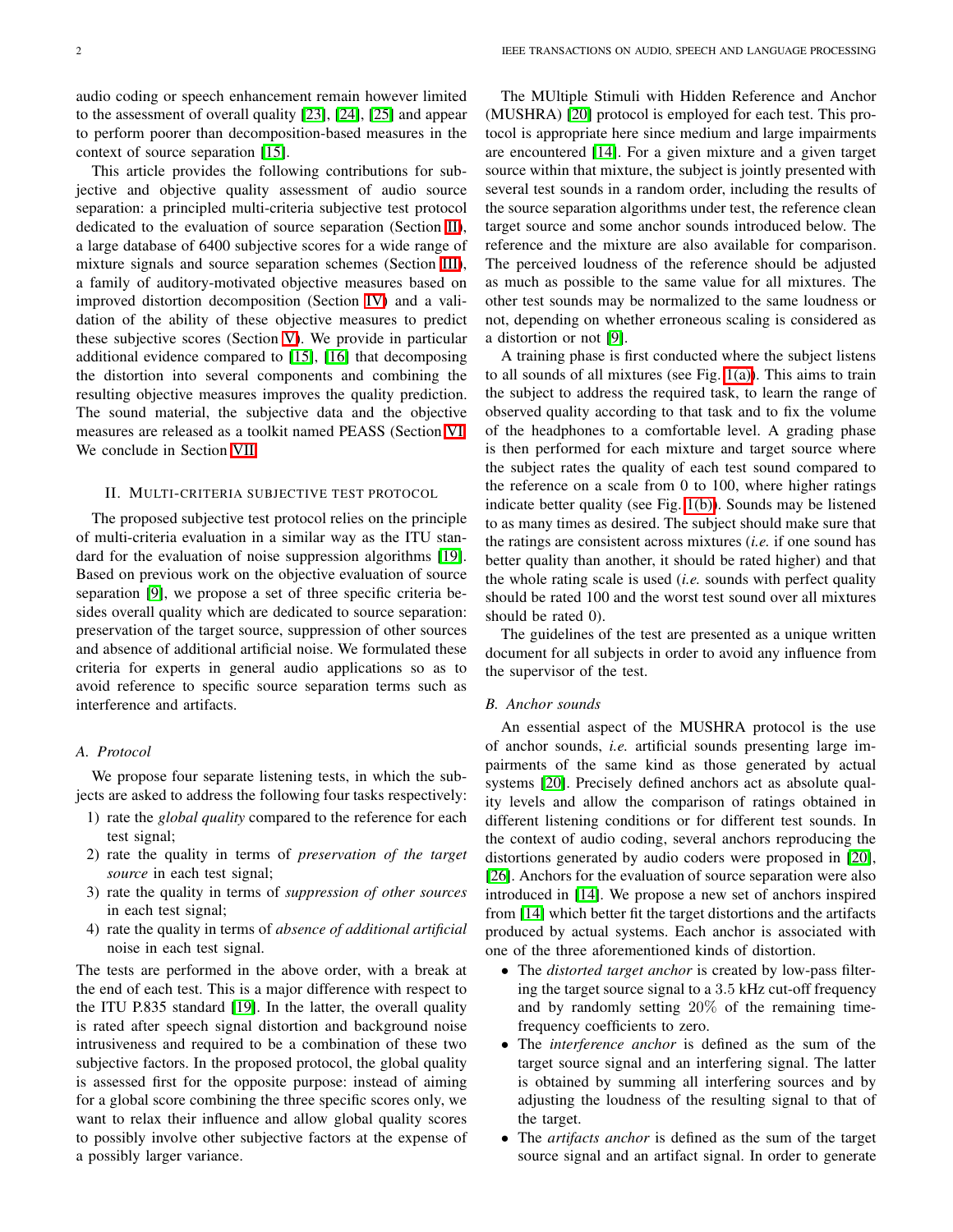audio coding or speech enhancement remain however limited to the assessment of overall quality [23], [24], [25] and appear to perform poorer than decomposition-based measures in the context of source separation [15].

This article provides the following contributions for subjective and objective quality assessment of audio source separation: a principled multi-criteria subjective test protocol dedicated to the evaluation of source separation (Section II), a large database of 6400 subjective scores for a wide range of mixture signals and source separation schemes (Section III), a family of auditory-motivated objective measures based on improved distortion decomposition (Section IV) and a validation of the ability of these objective measures to predict these subjective scores (Section V). We provide in particular additional evidence compared to [15], [16] that decomposing the distortion into several components and combining the resulting objective measures improves the quality prediction. The sound material, the subjective data and the objective measures are released as a toolkit named PEASS (Section VI). We conclude in Section VII.

## II. Multi-criteria subjective test protocol

The proposed subjective test protocol relies on the principle of multi-criteria evaluation in a similar way as the ITU standard for the evaluation of noise suppression algorithms [19]. Based on previous work on the objective evaluation of source separation [9], we propose a set of three specific criteria besides overall quality which are dedicated to source separation: preservation of the target source, suppression of other sources and absence of additional artificial noise. We formulated these criteria for experts in general audio applications so as to avoid reference to specific source separation terms such as interference and artifacts.

### A. Protocol

We propose four separate listening tests, in which the subjects are asked to address the following four tasks respectively:

1) rate the *global quality* compared to the reference for each test signal;
2) rate the quality in terms of *preservation of the target source* in each test signal;
3) rate the quality in terms of *suppression of other sources* in each test signal;
4) rate the quality in terms of *absence of additional artificial* noise in each test signal.

The tests are performed in the above order, with a break at the end of each test. This is a major difference with respect to the ITU P.835 standard [19]. In the latter, the overall quality is rated after speech signal distortion and background noise intrusiveness and required to be a combination of these two subjective factors. In the proposed protocol, the global quality is assessed first for the opposite purpose: instead of aiming for a global score combining the three specific scores only, we want to relax their influence and allow global quality scores to possibly involve other subjective factors at the expense of a possibly larger variance.

The MUltiple Stimuli with Hidden Reference and Anchor (MUSHRA) [20] protocol is employed for each test. This protocol is appropriate here since medium and large impairments are encountered [14]. For a given mixture and a given target source within that mixture, the subject is jointly presented with several test sounds in a random order, including the results of the source separation algorithms under test, the reference clean target source and some anchor sounds introduced below. The reference and the mixture are also available for comparison. The perceived loudness of the reference should be adjusted as much as possible to the same value for all mixtures. The other test sounds may be normalized to the same loudness or not, depending on whether erroneous scaling is considered as a distortion or not [9].

A training phase is first conducted where the subject listens to all sounds of all mixtures (see Fig. 1(a)). This aims to train the subject to address the required task, to learn the range of observed quality according to that task and to fix the volume of the headphones to a comfortable level. A grading phase is then performed for each mixture and target source where the subject rates the quality of each test sound compared to the reference on a scale from 0 to 100, where higher ratings indicate better quality (see Fig. 1(b)). Sounds may be listened to as many times as desired. The subject should make sure that the ratings are consistent across mixtures (*i.e.* if one sound has better quality than another, it should be rated higher) and that the whole rating scale is used (*i.e.* sounds with perfect quality should be rated 100 and the worst test sound over all mixtures should be rated 0).

The guidelines of the test are presented as a unique written document for all subjects in order to avoid any influence from the supervisor of the test.

### B. Anchor sounds

An essential aspect of the MUSHRA protocol is the use of anchor sounds, *i.e.* artificial sounds presenting large impairments of the same kind as those generated by actual systems [20]. Precisely defined anchors act as absolute quality levels and allow the comparison of ratings obtained in different listening conditions or for different test sounds. In the context of audio coding, several anchors reproducing the distortions generated by audio coders were proposed in [20], [26]. Anchors for the evaluation of source separation were also introduced in [14]. We propose a new set of anchors inspired from [14] which better fit the target distortions and the artifacts produced by actual systems. Each anchor is associated with one of the three aforementioned kinds of distortion.

- The *distorted target anchor* is created by low-pass filtering the target source signal to a 3.5 kHz cut-off frequency and by randomly setting 20% of the remaining time-frequency coefficients to zero.
- The *interference anchor* is defined as the sum of the target source signal and an interfering signal. The latter is obtained by summing all interfering sources and by adjusting the loudness of the resulting signal to that of the target.
- The *artifacts anchor* is defined as the sum of the target source signal and an artifact signal. In order to generate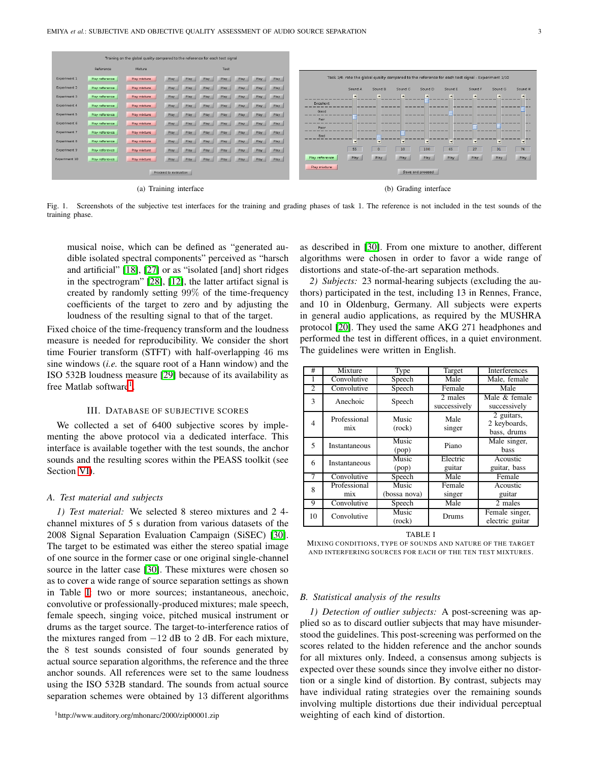(a) Training interface

(b) Grading interface

Fig. 1. Screenshots of the subjective test interfaces for the training and grading phases of task 1. The reference is not included in the test sounds of the training phase.

musical noise, which can be defined as "generated audible isolated spectral components" perceived as "harsch and artificial" [18], [27] or as "isolated [and] short ridges in the spectrogram" [28], [12], the latter artifact signal is created by randomly setting 99% of the time-frequency coefficients of the target to zero and by adjusting the loudness of the resulting signal to that of the target.

Fixed choice of the time-frequency transform and the loudness measure is needed for reproducibility. We consider the short time Fourier transform (STFT) with half-overlapping 46 ms sine windows (*i.e.* the square root of a Hann window) and the ISO 532B loudness measure [29] because of its availability as free Matlab software[1].

## III. Database of Subjective Scores

We collected a set of 6400 subjective scores by implementing the above protocol via a dedicated interface. This interface is available together with the test sounds, the anchor sounds and the resulting scores within the PEASS toolkit (see Section VI).

### A. Test material and subjects

*1) Test material:* We selected 8 stereo mixtures and 2 4-channel mixtures of 5 s duration from various datasets of the 2008 Signal Separation Evaluation Campaign (SiSEC) [30]. The target to be estimated was either the stereo spatial image of one source in the former case or one original single-channel source in the latter case [30]. These mixtures were chosen so as to cover a wide range of source separation settings as shown in Table I: two or more sources; instantaneous, anechoic, convolutive or professionally-produced mixtures; male speech, female speech, singing voice, pitched musical instrument or drums as the target source. The target-to-interference ratios of the mixtures ranged from $-12$ dB to 2 dB. For each mixture, the 8 test sounds consisted of four sounds generated by actual source separation algorithms, the reference and the three anchor sounds. All references were set to the same loudness using the ISO 532B standard. The sounds from actual source separation schemes were obtained by 13 different algorithms as described in [30]. From one mixture to another, different algorithms were chosen in order to favor a wide range of distortions and state-of-the-art separation methods.

*2) Subjects:* 23 normal-hearing subjects (excluding the authors) participated in the test, including 13 in Rennes, France, and 10 in Oldenburg, Germany. All subjects were experts in general audio applications, as required by the MUSHRA protocol [20]. They used the same AKG 271 headphones and performed the test in different offices, in a quiet environment. The guidelines were written in English.

| # | Mixture | Type | Target | Interferences |
|---|---|---|---|---|
| 1 | Convolutive | Speech | Male | Male, female |
| 2 | Convolutive | Speech | Female | Male |
| 3 | Anechoic | Speech | 2 males successively | Male & female successively |
| 4 | Professional mix | Music (rock) | Male singer | 2 guitars, 2 keyboards, bass, drums |
| 5 | Instantaneous | Music (pop) | Piano | Male singer, bass |
| 6 | Instantaneous | Music (pop) | Electric guitar | Acoustic guitar, bass |
| 7 | Convolutive | Speech | Male | Female |
| 8 | Professional mix | Music (bossa nova) | Female singer | Acoustic guitar |
| 9 | Convolutive | Speech | Male | 2 males |
| 10 | Convolutive | Music (rock) | Drums | Female singer, electric guitar |

TABLE I
Mixing conditions, type of sounds and nature of the target and interfering sources for each of the ten test mixtures.

### B. Statistical analysis of the results

*1) Detection of outlier subjects:* A post-screening was applied so as to discard outlier subjects that may have misunderstood the guidelines. This post-screening was performed on the scores related to the hidden reference and the anchor sounds for all mixtures only. Indeed, a consensus among subjects is expected over these sounds since they involve either no distortion or a single kind of distortion. By contrast, subjects may have individual rating strategies over the remaining sounds involving multiple distortions due their individual perceptual weighting of each kind of distortion.

[1] http://www.auditory.org/mhonarc/2000/zip00001.zip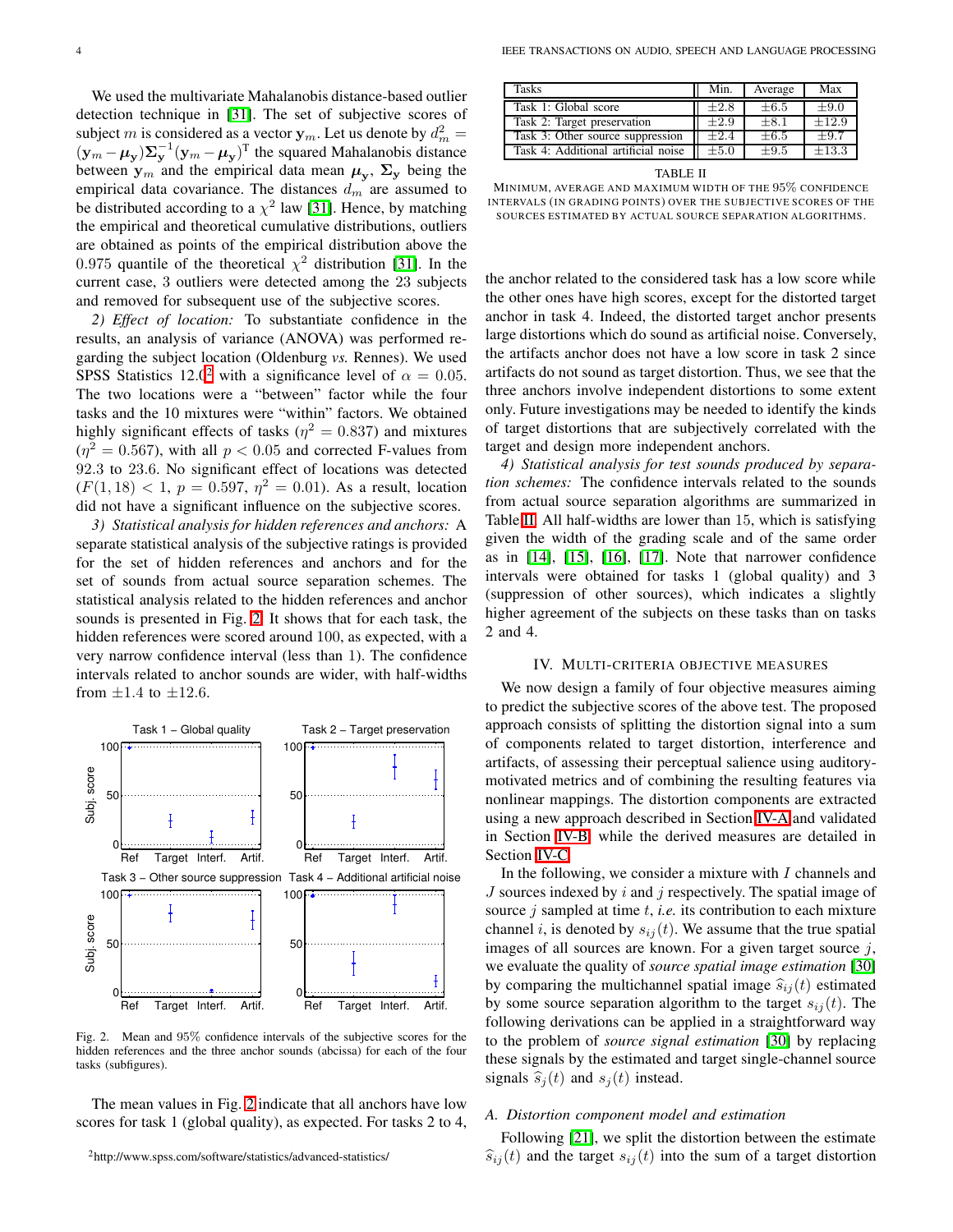We used the multivariate Mahalanobis distance-based outlier detection technique in [31]. The set of subjective scores of subject $m$ is considered as a vector $\mathbf{y}_m$. Let us denote by $d_m^2 = (\mathbf{y}_m - \boldsymbol{\mu}_\mathbf{y})\boldsymbol{\Sigma}_\mathbf{y}^{-1}(\mathbf{y}_m - \boldsymbol{\mu}_\mathbf{y})^\mathrm{T}$ the squared Mahalanobis distance between $\mathbf{y}_m$ and the empirical data mean $\boldsymbol{\mu}_\mathbf{y}$, $\boldsymbol{\Sigma}_\mathbf{y}$ being the empirical data covariance. The distances $d_m$ are assumed to be distributed according to a $\chi^2$ law [31]. Hence, by matching the empirical and theoretical cumulative distributions, outliers are obtained as points of the empirical distribution above the 0.975 quantile of the theoretical $\chi^2$ distribution [31]. In the current case, 3 outliers were detected among the 23 subjects and removed for subsequent use of the subjective scores.

*2) Effect of location:* To substantiate confidence in the results, an analysis of variance (ANOVA) was performed regarding the subject location (Oldenburg *vs.* Rennes). We used SPSS Statistics 12.0[2] with a significance level of $\alpha = 0.05$. The two locations were a "between" factor while the four tasks and the 10 mixtures were "within" factors. We obtained highly significant effects of tasks ($\eta^2 = 0.837$) and mixtures ($\eta^2 = 0.567$), with all $p < 0.05$ and corrected F-values from 92.3 to 23.6. No significant effect of locations was detected ($F(1, 18) < 1$, $p = 0.597$, $\eta^2 = 0.01$). As a result, location did not have a significant influence on the subjective scores.

*3) Statistical analysis for hidden references and anchors:* A separate statistical analysis of the subjective ratings is provided for the set of hidden references and anchors and for the set of sounds from actual source separation schemes. The statistical analysis related to the hidden references and anchor sounds is presented in Fig. 2. It shows that for each task, the hidden references were scored around 100, as expected, with a very narrow confidence interval (less than 1). The confidence intervals related to anchor sounds are wider, with half-widths from $\pm 1.4$ to $\pm 12.6$.

Fig. 2. Mean and 95% confidence intervals of the subjective scores for the hidden references and the three anchor sounds (abcissa) for each of the four tasks (subfigures).

The mean values in Fig. 2 indicate that all anchors have low scores for task 1 (global quality), as expected. For tasks 2 to 4, the anchor related to the considered task has a low score while the other ones have high scores, except for the distorted target anchor in task 4. Indeed, the distorted target anchor presents large distortions which do sound as artificial noise. Conversely, the artifacts anchor does not have a low score in task 2 since artifacts do not sound as target distortion. Thus, we see that the three anchors involve independent distortions to some extent only. Future investigations may be needed to identify the kinds of target distortions that are subjectively correlated with the target and design more independent anchors.

| Tasks | Min. | Average | Max |
|---|---|---|---|
| Task 1: Global score | $\pm 2.8$ | $\pm 6.5$ | $\pm 9.0$ |
| Task 2: Target preservation | $\pm 2.9$ | $\pm 8.1$ | $\pm 12.9$ |
| Task 3: Other source suppression | $\pm 2.4$ | $\pm 6.5$ | $\pm 9.7$ |
| Task 4: Additional artificial noise | $\pm 5.0$ | $\pm 9.5$ | $\pm 13.3$ |

TABLE II
MINIMUM, AVERAGE AND MAXIMUM WIDTH OF THE 95% CONFIDENCE INTERVALS (IN GRADING POINTS) OVER THE SUBJECTIVE SCORES OF THE SOURCES ESTIMATED BY ACTUAL SOURCE SEPARATION ALGORITHMS.

*4) Statistical analysis for test sounds produced by separation schemes:* The confidence intervals related to the sounds from actual source separation algorithms are summarized in Table II. All half-widths are lower than 15, which is satisfying given the width of the grading scale and of the same order as in [14], [15], [16], [17]. Note that narrower confidence intervals were obtained for tasks 1 (global quality) and 3 (suppression of other sources), which indicates a slightly higher agreement of the subjects on these tasks than on tasks 2 and 4.

## IV. Multi-criteria objective measures

We now design a family of four objective measures aiming to predict the subjective scores of the above test. The proposed approach consists of splitting the distortion signal into a sum of components related to target distortion, interference and artifacts, of assessing their perceptual salience using auditory-motivated metrics and of combining the resulting features via nonlinear mappings. The distortion components are extracted using a new approach described in Section IV-A and validated in Section IV-B, while the derived measures are detailed in Section IV-C.

In the following, we consider a mixture with $I$ channels and $J$ sources indexed by $i$ and $j$ respectively. The spatial image of source $j$ sampled at time $t$, *i.e.* its contribution to each mixture channel $i$, is denoted by $s_{ij}(t)$. We assume that the true spatial images of all sources are known. For a given target source $j$, we evaluate the quality of *source spatial image estimation* [30] by comparing the multichannel spatial image $\widehat{s}_{ij}(t)$ estimated by some source separation algorithm to the target $s_{ij}(t)$. The following derivations can be applied in a straightforward way to the problem of *source signal estimation* [30] by replacing these signals by the estimated and target single-channel source signals $\widehat{s}_j(t)$ and $s_j(t)$ instead.

### A. Distortion component model and estimation

Following [21], we split the distortion between the estimate $\widehat{s}_{ij}(t)$ and the target $s_{ij}(t)$ into the sum of a target distortion

[2] http://www.spss.com/software/statistics/advanced-statistics/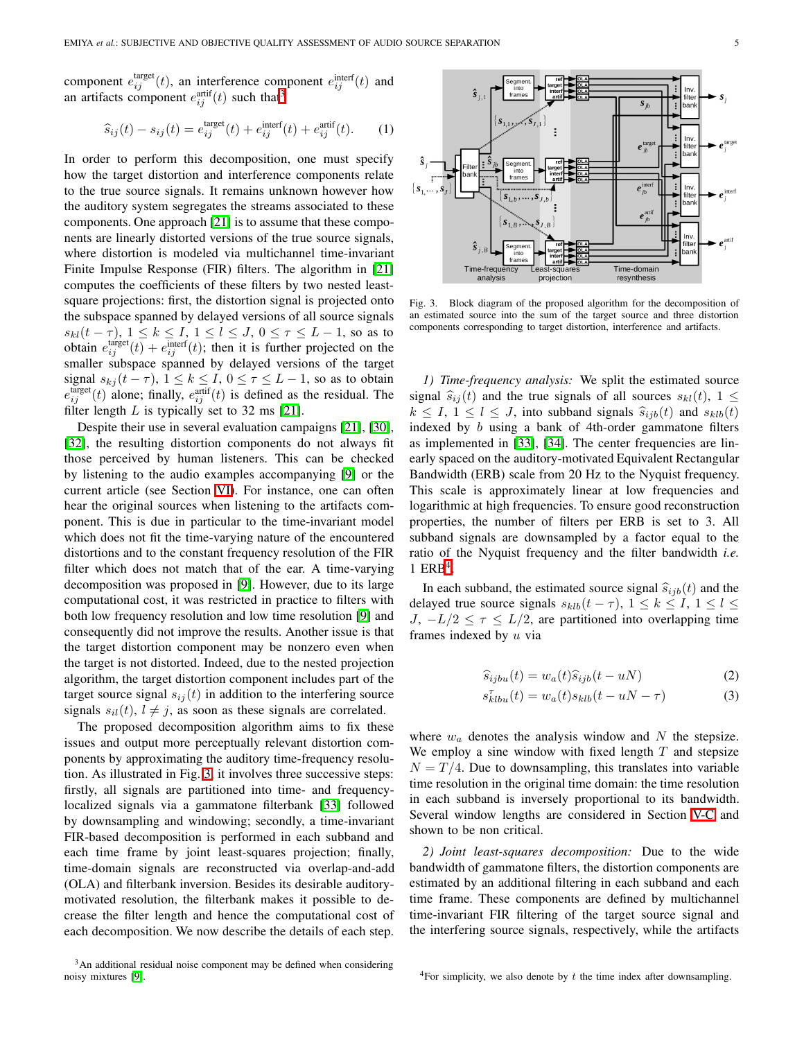component $e_{ij}^{\text{target}}(t)$, an interference component $e_{ij}^{\text{interf}}(t)$ and an artifacts component $e_{ij}^{\text{artif}}(t)$ such that[3]

$$\widehat{s}_{ij}(t) - s_{ij}(t) = e_{ij}^{\text{target}}(t) + e_{ij}^{\text{interf}}(t) + e_{ij}^{\text{artif}}(t). \quad (1)$$

In order to perform this decomposition, one must specify how the target distortion and interference components relate to the true source signals. It remains unknown however how the auditory system segregates the streams associated to these components. One approach [21] is to assume that these components are linearly distorted versions of the true source signals, where distortion is modeled via multichannel time-invariant Finite Impulse Response (FIR) filters. The algorithm in [21] computes the coefficients of these filters by two nested least-square projections: first, the distortion signal is projected onto the subspace spanned by delayed versions of all source signals $s_{kl}(t-\tau)$, $1 \leq k \leq I$, $1 \leq l \leq J$, $0 \leq \tau \leq L-1$, so as to obtain $e_{ij}^{\text{target}}(t) + e_{ij}^{\text{interf}}(t)$; then it is further projected on the smaller subspace spanned by delayed versions of the target signal $s_{kj}(t-\tau)$, $1 \leq k \leq I$, $0 \leq \tau \leq L-1$, so as to obtain $e_{ij}^{\text{target}}(t)$ alone; finally, $e_{ij}^{\text{artif}}(t)$ is defined as the residual. The filter length $L$ is typically set to 32 ms [21].

Despite their use in several evaluation campaigns [21], [30], [32], the resulting distortion components do not always fit those perceived by human listeners. This can be checked by listening to the audio examples accompanying [9] or the current article (see Section VI). For instance, one can often hear the original sources when listening to the artifacts component. This is due in particular to the time-invariant model which does not fit the time-varying nature of the encountered distortions and to the constant frequency resolution of the FIR filter which does not match that of the ear. A time-varying decomposition was proposed in [9]. However, due to its large computational cost, it was restricted in practice to filters with both low frequency resolution and low time resolution [9] and consequently did not improve the results. Another issue is that the target distortion component may be nonzero even when the target is not distorted. Indeed, due to the nested projection algorithm, the target distortion component includes part of the target source signal $s_{ij}(t)$ in addition to the interfering source signals $s_{il}(t)$, $l \neq j$, as soon as these signals are correlated.

The proposed decomposition algorithm aims to fix these issues and output more perceptually relevant distortion components by approximating the auditory time-frequency resolution. As illustrated in Fig. 3, it involves three successive steps: firstly, all signals are partitioned into time- and frequency-localized signals via a gammatone filterbank [33] followed by downsampling and windowing; secondly, a time-invariant FIR-based decomposition is performed in each subband and each time frame by joint least-squares projection; finally, time-domain signals are reconstructed via overlap-and-add (OLA) and filterbank inversion. Besides its desirable auditory-motivated resolution, the filterbank makes it possible to decrease the filter length and hence the computational cost of each decomposition. We now describe the details of each step.

[3] An additional residual noise component may be defined when considering noisy mixtures [9].

Fig. 3. Block diagram of the proposed algorithm for the decomposition of an estimated source into the sum of the target source and three distortion components corresponding to target distortion, interference and artifacts.

*1) Time-frequency analysis:* We split the estimated source signal $\widehat{s}_{ij}(t)$ and the true signals of all sources $s_{kl}(t)$, $1 \leq k \leq I$, $1 \leq l \leq J$, into subband signals $\widehat{s}_{ijb}(t)$ and $s_{klb}(t)$ indexed by $b$ using a bank of 4th-order gammatone filters as implemented in [33], [34]. The center frequencies are linearly spaced on the auditory-motivated Equivalent Rectangular Bandwidth (ERB) scale from 20 Hz to the Nyquist frequency. This scale is approximately linear at low frequencies and logarithmic at high frequencies. To ensure good reconstruction properties, the number of filters per ERB is set to 3. All subband signals are downsampled by a factor equal to the ratio of the Nyquist frequency and the filter bandwidth *i.e.* 1 ERB[4].

In each subband, the estimated source signal $\widehat{s}_{ijb}(t)$ and the delayed true source signals $s_{klb}(t-\tau)$, $1 \leq k \leq I$, $1 \leq l \leq J$, $-L/2 \leq \tau \leq L/2$, are partitioned into overlapping time frames indexed by $u$ via

$$\widehat{s}_{ijbu}(t) = w_a(t)\widehat{s}_{ijb}(t-uN) \quad (2)$$

$$s_{klbu}^{\tau}(t) = w_a(t)s_{klb}(t-uN-\tau) \quad (3)$$

where $w_a$ denotes the analysis window and $N$ the stepsize. We employ a sine window with fixed length $T$ and stepsize $N = T/4$. Due to downsampling, this translates into variable time resolution in the original time domain: the time resolution in each subband is inversely proportional to its bandwidth. Several window lengths are considered in Section V-C and shown to be non critical.

*2) Joint least-squares decomposition:* Due to the wide bandwidth of gammatone filters, the distortion components are estimated by an additional filtering in each subband and each time frame. These components are defined by multichannel time-invariant FIR filtering of the target source signal and the interfering source signals, respectively, while the artifacts

[4] For simplicity, we also denote by $t$ the time index after downsampling.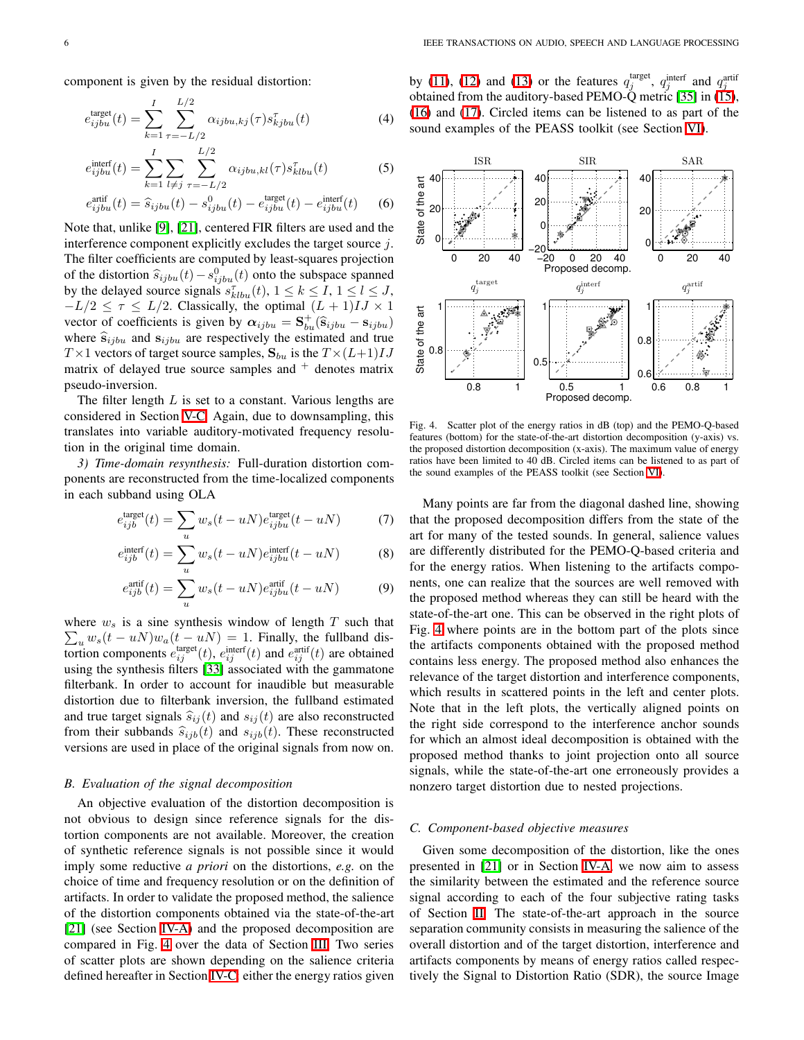component is given by the residual distortion:

$$e_{ijbu}^{\text{target}}(t) = \sum_{k=1}^{I} \sum_{\tau=-L/2}^{L/2} \alpha_{ijbu,kj}(\tau) s_{kjbu}^{\tau}(t) \tag{4}$$

$$e_{ijbu}^{\text{interf}}(t) = \sum_{k=1}^{I} \sum_{l \neq j} \sum_{\tau=-L/2}^{L/2} \alpha_{ijbu,kl}(\tau) s_{klbu}^{\tau}(t) \tag{5}$$

$$e_{ijbu}^{\text{artif}}(t) = \widehat{s}_{ijbu}(t) - s_{ijbu}^{0}(t) - e_{ijbu}^{\text{target}}(t) - e_{ijbu}^{\text{interf}}(t) \tag{6}$$

Note that, unlike [9], [21], centered FIR filters are used and the interference component explicitly excludes the target source $j$. The filter coefficients are computed by least-squares projection of the distortion $\widehat{s}_{ijbu}(t) - s_{ijbu}^{0}(t)$ onto the subspace spanned by the delayed source signals $s_{klbu}^{\tau}(t)$, $1 \leq k \leq I$, $1 \leq l \leq J$, $-L/2 \leq \tau \leq L/2$. Classically, the optimal $(L+1)IJ \times 1$ vector of coefficients is given by $\boldsymbol{\alpha}_{ijbu} = \mathbf{S}_{bu}^{+}(\widehat{\mathbf{s}}_{ijbu} - \mathbf{s}_{ijbu})$ where $\widehat{\mathbf{s}}_{ijbu}$ and $\mathbf{s}_{ijbu}$ are respectively the estimated and true $T \times 1$ vectors of target source samples, $\mathbf{S}_{bu}$ is the $T \times (L+1)IJ$ matrix of delayed true source samples and $^{+}$ denotes matrix pseudo-inversion.

The filter length $L$ is set to a constant. Various lengths are considered in Section V-C. Again, due to downsampling, this translates into variable auditory-motivated frequency resolution in the original time domain.

*3) Time-domain resynthesis:* Full-duration distortion components are reconstructed from the time-localized components in each subband using OLA

$$e_{ijb}^{\text{target}}(t) = \sum_{u} w_s(t - uN) e_{ijbu}^{\text{target}}(t - uN) \tag{7}$$

$$e_{ijb}^{\text{interf}}(t) = \sum_{u} w_s(t - uN) e_{ijbu}^{\text{interf}}(t - uN) \tag{8}$$

$$e_{ijb}^{\text{artif}}(t) = \sum_{u} w_s(t - uN) e_{ijbu}^{\text{artif}}(t - uN) \tag{9}$$

where $w_s$ is a sine synthesis window of length $T$ such that $\sum_u w_s(t - uN) w_a(t - uN) = 1$. Finally, the fullband distortion components $e_{ij}^{\text{target}}(t)$, $e_{ij}^{\text{interf}}(t)$ and $e_{ij}^{\text{artif}}(t)$ are obtained using the synthesis filters [33] associated with the gammatone filterbank. In order to account for inaudible but measurable distortion due to filterbank inversion, the fullband estimated and true target signals $\widehat{s}_{ij}(t)$ and $s_{ij}(t)$ are also reconstructed from their subbands $\widehat{s}_{ijb}(t)$ and $s_{ijb}(t)$. These reconstructed versions are used in place of the original signals from now on.

### B. Evaluation of the signal decomposition

An objective evaluation of the distortion decomposition is not obvious to design since reference signals for the distortion components are not available. Moreover, the creation of synthetic reference signals is not possible since it would imply some reductive *a priori* on the distortions, *e.g.* on the choice of time and frequency resolution or on the definition of artifacts. In order to validate the proposed method, the salience of the distortion components obtained via the state-of-the-art [21] (see Section IV-A) and the proposed decomposition are compared in Fig. 4 over the data of Section III. Two series of scatter plots are shown depending on the salience criteria defined hereafter in Section IV-C, either the energy ratios given by (11), (12) and (13) or the features $q_j^{\text{target}}$, $q_j^{\text{interf}}$ and $q_j^{\text{artif}}$ obtained from the auditory-based PEMO-Q metric [35] in (15), (16) and (17). Circled items can be listened to as part of the sound examples of the PEASS toolkit (see Section VI).

Fig. 4. Scatter plot of the energy ratios in dB (top) and the PEMO-Q-based features (bottom) for the state-of-the-art distortion decomposition (y-axis) vs. the proposed distortion decomposition (x-axis). The maximum value of energy ratios have been limited to 40 dB. Circled items can be listened to as part of the sound examples of the PEASS toolkit (see Section VI).

Many points are far from the diagonal dashed line, showing that the proposed decomposition differs from the state of the art for many of the tested sounds. In general, salience values are differently distributed for the PEMO-Q-based criteria and for the energy ratios. When listening to the artifacts components, one can realize that the sources are well removed with the proposed method whereas they can still be heard with the state-of-the-art one. This can be observed in the right plots of Fig. 4 where points are in the bottom part of the plots since the artifacts components obtained with the proposed method contains less energy. The proposed method also enhances the relevance of the target distortion and interference components, which results in scattered points in the left and center plots. Note that in the left plots, the vertically aligned points on the right side correspond to the interference anchor sounds for which an almost ideal decomposition is obtained with the proposed method thanks to joint projection onto all source signals, while the state-of-the-art one erroneously provides a nonzero target distortion due to nested projections.

### C. Component-based objective measures

Given some decomposition of the distortion, like the ones presented in [21] or in Section IV-A, we now aim to assess the similarity between the estimated and the reference source signal according to each of the four subjective rating tasks of Section II. The state-of-the-art approach in the source separation community consists in measuring the salience of the overall distortion and of the target distortion, interference and artifacts components by means of energy ratios called respectively the Signal to Distortion Ratio (SDR), the source Image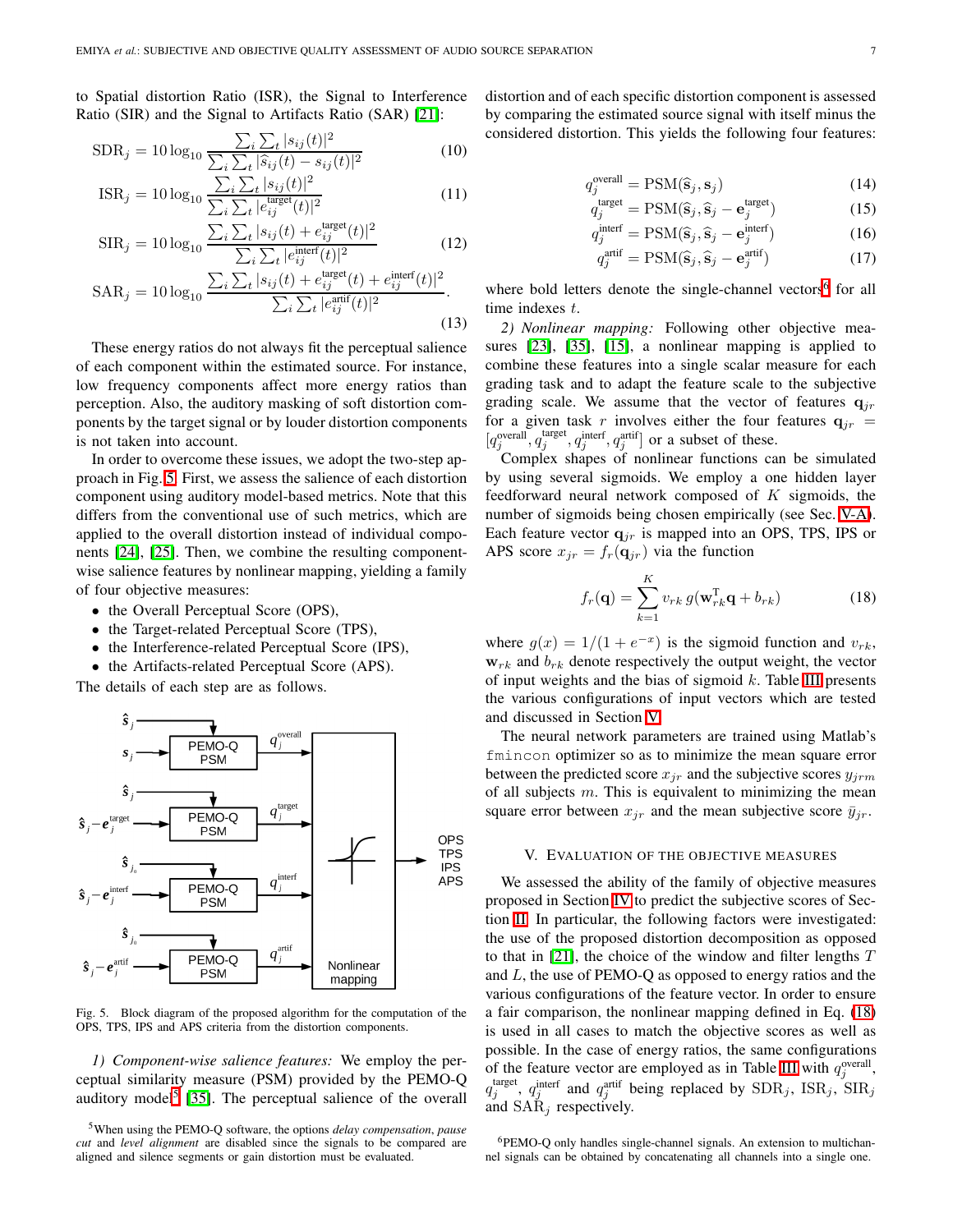to Spatial distortion Ratio (ISR), the Signal to Interference Ratio (SIR) and the Signal to Artifacts Ratio (SAR) [21]:

$$\mathrm{SDR}_j = 10\log_{10} \frac{\sum_i \sum_t |s_{ij}(t)|^2}{\sum_i \sum_t |\widehat{s}_{ij}(t) - s_{ij}(t)|^2} \tag{10}$$

$$\mathrm{ISR}_j = 10\log_{10} \frac{\sum_i \sum_t |s_{ij}(t)|^2}{\sum_i \sum_t |e^{\mathrm{target}}_{ij}(t)|^2} \tag{11}$$

$$\mathrm{SIR}_j = 10\log_{10} \frac{\sum_i \sum_t |s_{ij}(t) + e^{\mathrm{target}}_{ij}(t)|^2}{\sum_i \sum_t |e^{\mathrm{interf}}_{ij}(t)|^2} \tag{12}$$

$$\mathrm{SAR}_j = 10\log_{10} \frac{\sum_i \sum_t |s_{ij}(t) + e^{\mathrm{target}}_{ij}(t) + e^{\mathrm{interf}}_{ij}(t)|^2}{\sum_i \sum_t |e^{\mathrm{artif}}_{ij}(t)|^2}. \tag{13}$$

These energy ratios do not always fit the perceptual salience of each component within the estimated source. For instance, low frequency components affect more energy ratios than perception. Also, the auditory masking of soft distortion components by the target signal or by louder distortion components is not taken into account.

In order to overcome these issues, we adopt the two-step approach in Fig. 5. First, we assess the salience of each distortion component using auditory model-based metrics. Note that this differs from the conventional use of such metrics, which are applied to the overall distortion instead of individual components [24], [25]. Then, we combine the resulting component-wise salience features by nonlinear mapping, yielding a family of four objective measures:

- the Overall Perceptual Score (OPS),
- the Target-related Perceptual Score (TPS),
- the Interference-related Perceptual Score (IPS),
- the Artifacts-related Perceptual Score (APS).

The details of each step are as follows.

Fig. 5. Block diagram of the proposed algorithm for the computation of the OPS, TPS, IPS and APS criteria from the distortion components.

*1) Component-wise salience features:* We employ the perceptual similarity measure (PSM) provided by the PEMO-Q auditory model[5] [35]. The perceptual salience of the overall distortion and of each specific distortion component is assessed by comparing the estimated source signal with itself minus the considered distortion. This yields the following four features:

$$q^{\mathrm{overall}}_j = \mathrm{PSM}(\widehat{\mathbf{s}}_j, \mathbf{s}_j) \tag{14}$$

$$q^{\mathrm{target}}_j = \mathrm{PSM}(\widehat{\mathbf{s}}_j, \widehat{\mathbf{s}}_j - \mathbf{e}^{\mathrm{target}}_j) \tag{15}$$

$$q^{\mathrm{interf}}_j = \mathrm{PSM}(\widehat{\mathbf{s}}_j, \widehat{\mathbf{s}}_j - \mathbf{e}^{\mathrm{interf}}_j) \tag{16}$$

$$q^{\mathrm{artif}}_j = \mathrm{PSM}(\widehat{\mathbf{s}}_j, \widehat{\mathbf{s}}_j - \mathbf{e}^{\mathrm{artif}}_j) \tag{17}$$

where bold letters denote the single-channel vectors[6] for all time indexes $t$.

*2) Nonlinear mapping:* Following other objective measures [23], [35], [15], a nonlinear mapping is applied to combine these features into a single scalar measure for each grading task and to adapt the feature scale to the subjective grading scale. We assume that the vector of features $\mathbf{q}_{jr}$ for a given task $r$ involves either the four features $\mathbf{q}_{jr} = [q^{\mathrm{overall}}_j, q^{\mathrm{target}}_j, q^{\mathrm{interf}}_j, q^{\mathrm{artif}}_j]$ or a subset of these.

Complex shapes of nonlinear functions can be simulated by using several sigmoids. We employ a one hidden layer feedforward neural network composed of $K$ sigmoids, the number of sigmoids being chosen empirically (see Sec. V-A). Each feature vector $\mathbf{q}_{jr}$ is mapped into an OPS, TPS, IPS or APS score $x_{jr} = f_r(\mathbf{q}_{jr})$ via the function

$$f_r(\mathbf{q}) = \sum_{k=1}^{K} v_{rk}\, g(\mathbf{w}^{\mathrm{T}}_{rk}\mathbf{q} + b_{rk}) \tag{18}$$

where $g(x) = 1/(1 + e^{-x})$ is the sigmoid function and $v_{rk}$, $\mathbf{w}_{rk}$ and $b_{rk}$ denote respectively the output weight, the vector of input weights and the bias of sigmoid $k$. Table III presents the various configurations of input vectors which are tested and discussed in Section V.

The neural network parameters are trained using Matlab's `fmincon` optimizer so as to minimize the mean square error between the predicted score $x_{jr}$ and the subjective scores $y_{jrm}$ of all subjects $m$. This is equivalent to minimizing the mean square error between $x_{jr}$ and the mean subjective score $\bar{y}_{jr}$.

## V. Evaluation of the Objective Measures

We assessed the ability of the family of objective measures proposed in Section IV to predict the subjective scores of Section III. In particular, the following factors were investigated: the use of the proposed distortion decomposition as opposed to that in [21], the choice of the window and filter lengths $T$ and $L$, the use of PEMO-Q as opposed to energy ratios and the various configurations of the feature vector. In order to ensure a fair comparison, the nonlinear mapping defined in Eq. (18) is used in all cases to match the objective scores as well as possible. In the case of energy ratios, the same configurations of the feature vector are employed as in Table III with $q^{\mathrm{overall}}_j$, $q^{\mathrm{target}}_j$, $q^{\mathrm{interf}}_j$ and $q^{\mathrm{artif}}_j$ being replaced by $\mathrm{SDR}_j$, $\mathrm{ISR}_j$, $\mathrm{SIR}_j$ and $\mathrm{SAR}_j$ respectively.

[5] When using the PEMO-Q software, the options *delay compensation*, *pause cut* and *level alignment* are disabled since the signals to be compared are aligned and silence segments or gain distortion must be evaluated.

[6] PEMO-Q only handles single-channel signals. An extension to multichannel signals can be obtained by concatenating all channels into a single one.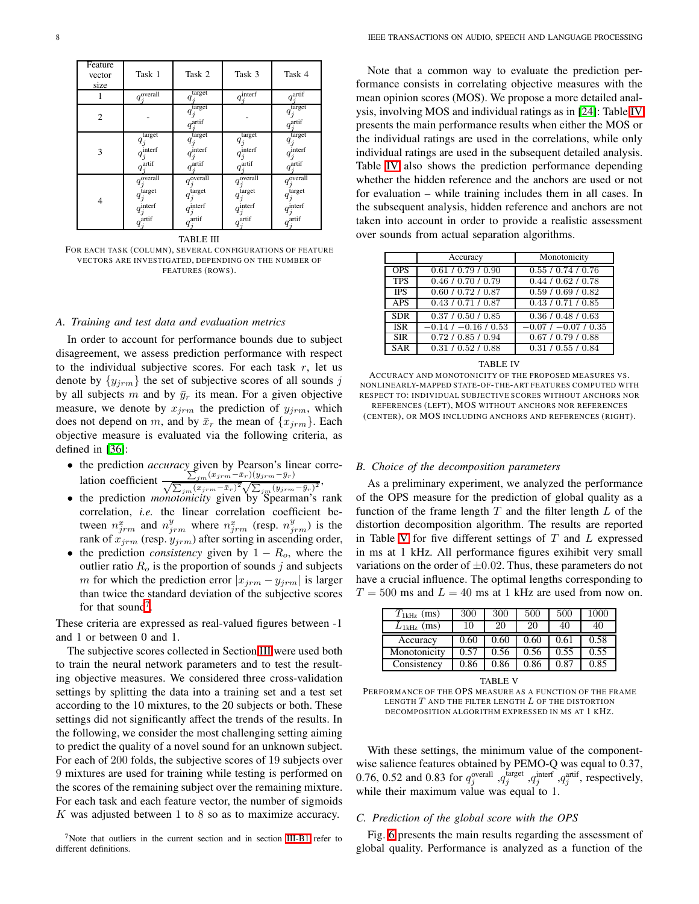| Feature vector size | Task 1 | Task 2 | Task 3 | Task 4 |
|---|---|---|---|---|
| 1 | $q_j^{\text{overall}}$ | $q_j^{\text{target}}$ | $q_j^{\text{interf}}$ | $q_j^{\text{artif}}$ |
| 2 | - | $q_j^{\text{target}}$ $q_j^{\text{artif}}$ | - | $q_j^{\text{target}}$ $q_j^{\text{artif}}$ |
| 3 | $q_j^{\text{target}}$ $q_j^{\text{interf}}$ $q_j^{\text{artif}}$ | $q_j^{\text{target}}$ $q_j^{\text{interf}}$ $q_j^{\text{artif}}$ | $q_j^{\text{target}}$ $q_j^{\text{interf}}$ $q_j^{\text{artif}}$ | $q_j^{\text{target}}$ $q_j^{\text{interf}}$ $q_j^{\text{artif}}$ |
| 4 | $q_j^{\text{overall}}$ $q_j^{\text{target}}$ $q_j^{\text{interf}}$ $q_j^{\text{artif}}$ | $q_j^{\text{overall}}$ $q_j^{\text{target}}$ $q_j^{\text{interf}}$ $q_j^{\text{artif}}$ | $q_j^{\text{overall}}$ $q_j^{\text{target}}$ $q_j^{\text{interf}}$ $q_j^{\text{artif}}$ | $q_j^{\text{overall}}$ $q_j^{\text{target}}$ $q_j^{\text{interf}}$ $q_j^{\text{artif}}$ |

TABLE III
FOR EACH TASK (COLUMN), SEVERAL CONFIGURATIONS OF FEATURE VECTORS ARE INVESTIGATED, DEPENDING ON THE NUMBER OF FEATURES (ROWS).

### A. Training and test data and evaluation metrics

In order to account for performance bounds due to subject disagreement, we assess prediction performance with respect to the individual subjective scores. For each task $r$, let us denote by $\{y_{jrm}\}$ the set of subjective scores of all sounds $j$ by all subjects $m$ and by $\bar{y}_r$ its mean. For a given objective measure, we denote by $x_{jrm}$ the prediction of $y_{jrm}$, which does not depend on $m$, and by $\bar{x}_r$ the mean of $\{x_{jrm}\}$. Each objective measure is evaluated the following criteria, as defined in [36]:

- the prediction *accuracy* given by Pearson's linear correlation coefficient $\frac{\sum_{jm}(x_{jrm}-\bar{x}_r)(y_{jrm}-\bar{y}_r)}{\sqrt{\sum_{jm}(x_{jrm}-\bar{x}_r)^2}\sqrt{\sum_{jm}(y_{jrm}-\bar{y}_r)^2}}$,
- the prediction *monotonicity* given by Spearman's rank correlation, *i.e.* the linear correlation coefficient between $n^x_{jrm}$ and $n^y_{jrm}$ where $n^x_{jrm}$ (resp. $n^y_{jrm}$) is the rank of $x_{jrm}$ (resp. $y_{jrm}$) after sorting in ascending order,
- the prediction *consistency* given by $1 - R_o$, where the outlier ratio $R_o$ is the proportion of sounds $j$ and subjects $m$ for which the prediction error $|x_{jrm} - y_{jrm}|$ is larger than twice the standard deviation of the subjective scores for that sound[7].

These criteria are expressed as real-valued figures between -1 and 1 or between 0 and 1.

The subjective scores collected in Section III were used both to train the neural network parameters and to test the resulting objective measures. We considered three cross-validation settings by splitting the data into a training set and a test set according to the 10 mixtures, to the 20 subjects or both. These settings did not significantly affect the trends of the results. In the following, we consider the most challenging setting aiming to predict the quality of a novel sound for an unknown subject. For each of 200 folds, the subjective scores of 19 subjects over 9 mixtures are used for training while testing is performed on the scores of the remaining subject over the remaining mixture. For each task and each feature vector, the number of sigmoids $K$ was adjusted between 1 to 8 so as to maximize accuracy.

[7] Note that outliers in the current section and in section III-B1 refer to different definitions.

Note that a common way to evaluate the prediction performance consists in correlating objective measures with the mean opinion scores (MOS). We propose a more detailed analysis, involving MOS and individual ratings as in [24]: Table IV presents the main performance results when either the MOS or the individual ratings are used in the correlations, while only individual ratings are used in the subsequent detailed analysis. Table IV also shows the prediction performance depending whether the hidden reference and the anchors are used or not for evaluation – while training includes them in all cases. In the subsequent analysis, hidden reference and anchors are not taken into account in order to provide a realistic assessment over sounds from actual separation algorithms.

| | Accuracy | Monotonicity |
|---|---|---|
| OPS | 0.61 / 0.79 / 0.90 | 0.55 / 0.74 / 0.76 |
| TPS | 0.46 / 0.70 / 0.79 | 0.44 / 0.62 / 0.78 |
| IPS | 0.60 / 0.72 / 0.87 | 0.59 / 0.69 / 0.82 |
| APS | 0.43 / 0.71 / 0.87 | 0.43 / 0.71 / 0.85 |
| SDR | 0.37 / 0.50 / 0.85 | 0.36 / 0.48 / 0.63 |
| ISR | −0.14 / −0.16 / 0.53 | −0.07 / −0.07 / 0.35 |
| SIR | 0.72 / 0.85 / 0.94 | 0.67 / 0.79 / 0.88 |
| SAR | 0.31 / 0.52 / 0.88 | 0.31 / 0.55 / 0.84 |

TABLE IV
ACCURACY AND MONOTONICITY OF THE PROPOSED MEASURES VS. NONLINEARLY-MAPPED STATE-OF-THE-ART FEATURES COMPUTED WITH RESPECT TO: INDIVIDUAL SUBJECTIVE SCORES WITHOUT ANCHORS NOR REFERENCES (LEFT), MOS WITHOUT ANCHORS NOR REFERENCES (CENTER), OR MOS INCLUDING ANCHORS AND REFERENCES (RIGHT).

### B. Choice of the decomposition parameters

As a preliminary experiment, we analyzed the performance of the OPS measure for the prediction of global quality as a function of the frame length $T$ and the filter length $L$ of the distortion decomposition algorithm. The results are reported in Table V for five different settings of $T$ and $L$ expressed in ms at 1 kHz. All performance figures exihibit very small variations on the order of $\pm 0.02$. Thus, these parameters do not have a crucial influence. The optimal lengths corresponding to $T = 500$ ms and $L = 40$ ms at 1 kHz are used from now on.

| $T_{1\text{kHz}}$ (ms) | 300 | 300 | 500 | 500 | 1000 |
|---|---|---|---|---|---|
| $L_{1\text{kHz}}$ (ms) | 10 | 20 | 20 | 40 | 40 |
| Accuracy | 0.60 | 0.60 | 0.60 | 0.61 | 0.58 |
| Monotonicity | 0.57 | 0.56 | 0.56 | 0.55 | 0.55 |
| Consistency | 0.86 | 0.86 | 0.86 | 0.87 | 0.85 |

TABLE V
PERFORMANCE OF THE OPS MEASURE AS A FUNCTION OF THE FRAME LENGTH $T$ AND THE FILTER LENGTH $L$ OF THE DISTORTION DECOMPOSITION ALGORITHM EXPRESSED IN MS AT 1 KHZ.

With these settings, the minimum value of the component-wise salience features obtained by PEMO-Q was equal to 0.37, 0.76, 0.52 and 0.83 for $q_j^{\text{overall}}$, $q_j^{\text{target}}$, $q_j^{\text{interf}}$, $q_j^{\text{artif}}$, respectively, while their maximum value was equal to 1.

### C. Prediction of the global score with the OPS

Fig. 6 presents the main results regarding the assessment of global quality. Performance is analyzed as a function of the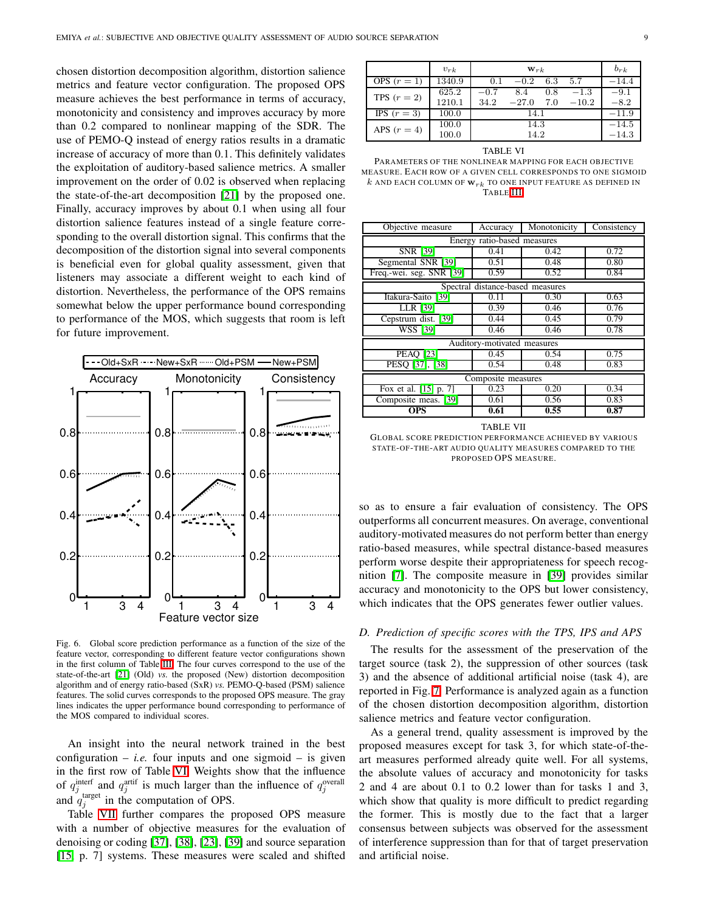chosen distortion decomposition algorithm, distortion salience metrics and feature vector configuration. The proposed OPS measure achieves the best performance in terms of accuracy, monotonicity and consistency and improves accuracy by more than 0.2 compared to nonlinear mapping of the SDR. The use of PEMO-Q instead of energy ratios results in a dramatic increase of accuracy of more than 0.1. This definitely validates the exploitation of auditory-based salience metrics. A smaller improvement on the order of 0.02 is observed when replacing the state-of-the-art decomposition [21] by the proposed one. Finally, accuracy improves by about 0.1 when using all four distortion salience features instead of a single feature corresponding to the overall distortion signal. This confirms that the decomposition of the distortion signal into several components is beneficial even for global quality assessment, given that listeners may associate a different weight to each kind of distortion. Nevertheless, the performance of the OPS remains somewhat below the upper performance bound corresponding to performance of the MOS, which suggests that room is left for future improvement.

Fig. 6. Global score prediction performance as a function of the size of the feature vector, corresponding to different feature vector configurations shown in the first column of Table III. The four curves correspond to the use of the state-of-the-art [21] (Old) *vs.* the proposed (New) distortion decomposition algorithm and of energy ratio-based (SxR) *vs.* PEMO-Q-based (PSM) salience features. The solid curves corresponds to the proposed OPS measure. The gray lines indicates the upper performance bound corresponding to performance of the MOS compared to individual scores.

An insight into the neural network trained in the best configuration – *i.e.* four inputs and one sigmoid – is given in the first row of Table VI. Weights show that the influence of $q_j^{\text{interf}}$ and $q_j^{\text{artif}}$ is much larger than the influence of $q_j^{\text{overall}}$ and $q_j^{\text{target}}$ in the computation of OPS.

Table VII further compares the proposed OPS measure with a number of objective measures for the evaluation of denoising or coding [37], [38], [23], [39] and source separation [15, p. 7] systems. These measures were scaled and shifted so as to ensure a fair evaluation of consistency. The OPS outperforms all concurrent measures. On average, conventional auditory-motivated measures do not perform better than energy ratio-based measures, while spectral distance-based measures perform worse despite their appropriateness for speech recognition [7]. The composite measure in [39] provides similar accuracy and monotonicity to the OPS but lower consistency, which indicates that the OPS generates fewer outlier values.

| | $v_{rk}$ | $\mathbf{w}_{rk}$ | | | | $b_{rk}$ |
|---|---|---|---|---|---|---|
| OPS ($r=1$) | 1340.9 | 0.1 | $-0.2$ | 6.3 | 5.7 | $-14.4$ |
| TPS ($r=2$) | 625.2 | $-0.7$ | 8.4 | 0.8 | $-1.3$ | $-9.1$ |
| | 1210.1 | 34.2 | $-27.0$ | 7.0 | $-10.2$ | $-8.2$ |
| IPS ($r=3$) | 100.0 | 14.1 | | | | $-11.9$ |
| APS ($r=4$) | 100.0 | 14.3 | | | | $-14.5$ |
| | 100.0 | 14.2 | | | | $-14.3$ |

TABLE VI
PARAMETERS OF THE NONLINEAR MAPPING FOR EACH OBJECTIVE MEASURE. EACH ROW OF A GIVEN CELL CORRESPONDS TO ONE SIGMOID $k$ AND EACH COLUMN OF $\mathbf{w}_{rk}$ TO ONE INPUT FEATURE AS DEFINED IN TABLE III

| Objective measure | Accuracy | Monotonicity | Consistency |
|---|---|---|---|
| **Energy ratio-based measures** | | | |
| SNR [39] | 0.41 | 0.42 | 0.72 |
| Segmental SNR [39] | 0.51 | 0.48 | 0.80 |
| Freq.-wei. seg. SNR [39] | 0.59 | 0.52 | 0.84 |
| **Spectral distance-based measures** | | | |
| Itakura-Saito [39] | 0.11 | 0.30 | 0.63 |
| LLR [39] | 0.39 | 0.46 | 0.76 |
| Cepstrum dist. [39] | 0.44 | 0.45 | 0.79 |
| WSS [39] | 0.46 | 0.46 | 0.78 |
| **Auditory-motivated measures** | | | |
| PEAQ [23] | 0.45 | 0.54 | 0.75 |
| PESQ [37], [38] | 0.54 | 0.48 | 0.83 |
| **Composite measures** | | | |
| Fox et al. [15, p. 7] | 0.23 | 0.20 | 0.34 |
| Composite meas. [39] | 0.61 | 0.56 | 0.83 |
| **OPS** | **0.61** | **0.55** | **0.87** |

TABLE VII
GLOBAL SCORE PREDICTION PERFORMANCE ACHIEVED BY VARIOUS STATE-OF-THE-ART AUDIO QUALITY MEASURES COMPARED TO THE PROPOSED OPS MEASURE.

### *D. Prediction of specific scores with the TPS, IPS and APS*

The results for the assessment of the preservation of the target source (task 2), the suppression of other sources (task 3) and the absence of additional artificial noise (task 4), are reported in Fig. 7. Performance is analyzed again as a function of the chosen distortion decomposition algorithm, distortion salience metrics and feature vector configuration.

As a general trend, quality assessment is improved by the proposed measures except for task 3, for which state-of-the-art measures performed already quite well. For all systems, the absolute values of accuracy and monotonicity for tasks 2 and 4 are about 0.1 to 0.2 lower than for tasks 1 and 3, which show that quality is more difficult to predict regarding the former. This is mostly due to the fact that a larger consensus between subjects was observed for the assessment of interference suppression than for that of target preservation and artificial noise.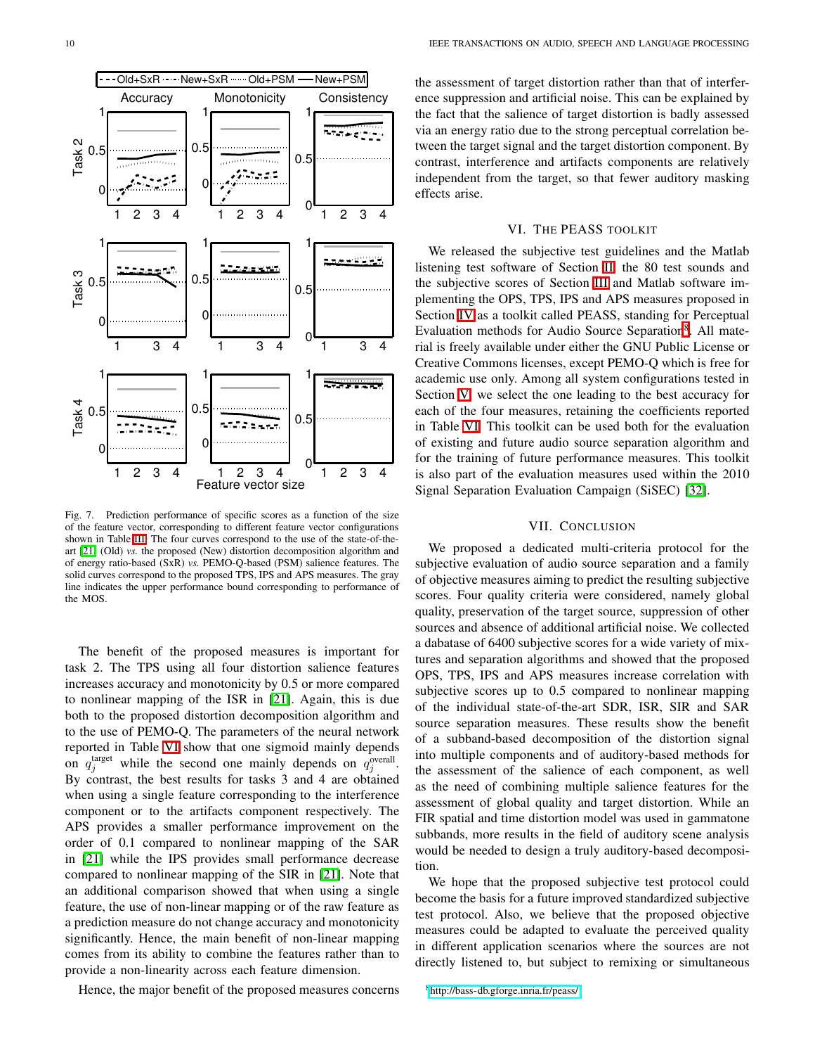- - - Old+SxR - · - New+SxR ······ Old+PSM —— New+PSM

Accuracy Monotonicity Consistency

Task 2

1 0.5 0

1 2 3 4

Task 3

Task 4

Feature vector size

Fig. 7. Prediction performance of specific scores as a function of the size of the feature vector, corresponding to different feature vector configurations shown in Table III. The four curves correspond to the use of the state-of-the-art [21] (Old) *vs.* the proposed (New) distortion decomposition algorithm and of energy ratio-based (SxR) *vs.* PEMO-Q-based (PSM) salience features. The solid curves correspond to the proposed TPS, IPS and APS measures. The gray line indicates the upper performance bound corresponding to performance of the MOS.

The benefit of the proposed measures is important for task 2. The TPS using all four distortion salience features increases accuracy and monotonicity by 0.5 or more compared to nonlinear mapping of the ISR in [21]. Again, this is due both to the proposed distortion decomposition algorithm and to the use of PEMO-Q. The parameters of the neural network reported in Table VI show that one sigmoid mainly depends on $q_j^{\text{target}}$ while the second one mainly depends on $q_j^{\text{overall}}$. By contrast, the best results for tasks 3 and 4 are obtained when using a single feature corresponding to the interference component or to the artifacts component respectively. The APS provides a smaller performance improvement on the order of 0.1 compared to nonlinear mapping of the SAR in [21] while the IPS provides small performance decrease compared to nonlinear mapping of the SIR in [21]. Note that an additional comparison showed that when using a single feature, the use of non-linear mapping or of the raw feature as a prediction measure do not change accuracy and monotonicity significantly. Hence, the main benefit of non-linear mapping comes from its ability to combine the features rather than to provide a non-linearity across each feature dimension.

Hence, the major benefit of the proposed measures concerns the assessment of target distortion rather than that of interference suppression and artificial noise. This can be explained by the fact that the salience of target distortion is badly assessed via an energy ratio due to the strong perceptual correlation between the target signal and the target distortion component. By contrast, interference and artifacts components are relatively independent from the target, so that fewer auditory masking effects arise.

## VI. The PEASS toolkit

We released the subjective test guidelines and the Matlab listening test software of Section II, the 80 test sounds and the subjective scores of Section III and Matlab software implementing the OPS, TPS, IPS and APS measures proposed in Section IV as a toolkit called PEASS, standing for Perceptual Evaluation methods for Audio Source Separation[8]. All material is freely available under either the GNU Public License or Creative Commons licenses, except PEMO-Q which is free for academic use only. Among all system configurations tested in Section V, we select the one leading to the best accuracy for each of the four measures, retaining the coefficients reported in Table VI. This toolkit can be used both for the evaluation of existing and future audio source separation algorithm and for the training of future performance measures. This toolkit is also part of the evaluation measures used within the 2010 Signal Separation Evaluation Campaign (SiSEC) [32].

## VII. Conclusion

We proposed a dedicated multi-criteria protocol for the subjective evaluation of audio source separation and a family of objective measures aiming to predict the resulting subjective scores. Four quality criteria were considered, namely global quality, preservation of the target source, suppression of other sources and absence of additional artificial noise. We collected a dabatase of 6400 subjective scores for a wide variety of mixtures and separation algorithms and showed that the proposed OPS, TPS, IPS and APS measures increase correlation with subjective scores up to 0.5 compared to nonlinear mapping of the individual state-of-the-art SDR, ISR, SIR and SAR source separation measures. These results show the benefit of a subband-based decomposition of the distortion signal into multiple components and of auditory-based methods for the assessment of the salience of each component, as well as the need of combining multiple salience features for the assessment of global quality and target distortion. While an FIR spatial and time distortion model was used in gammatone subbands, more results in the field of auditory scene analysis would be needed to design a truly auditory-based decomposition.

We hope that the proposed subjective test protocol could become the basis for a future improved standardized subjective test protocol. Also, we believe that the proposed objective measures could be adapted to evaluate the perceived quality in different application scenarios where the sources are not directly listened to, but subject to remixing or simultaneous

[8] http://bass-db.gforge.inria.fr/peass/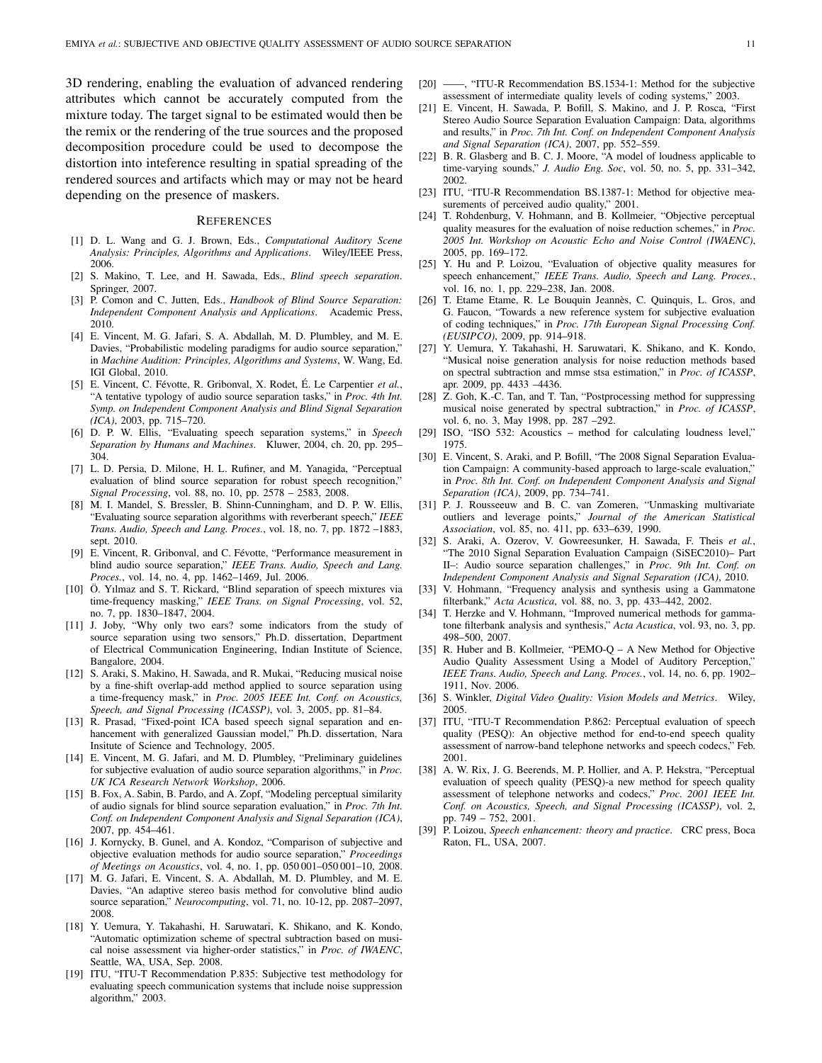3D rendering, enabling the evaluation of advanced rendering attributes which cannot be accurately computed from the mixture today. The target signal to be estimated would then be the remix or the rendering of the true sources and the proposed decomposition procedure could be used to decompose the distortion into inteference resulting in spatial spreading of the rendered sources and artifacts which may or may not be heard depending on the presence of maskers.

## References

[1] D. L. Wang and G. J. Brown, Eds., *Computational Auditory Scene Analysis: Principles, Algorithms and Applications*. Wiley/IEEE Press, 2006.

[2] S. Makino, T. Lee, and H. Sawada, Eds., *Blind speech separation*. Springer, 2007.

[3] P. Comon and C. Jutten, Eds., *Handbook of Blind Source Separation: Independent Component Analysis and Applications*. Academic Press, 2010.

[4] E. Vincent, M. G. Jafari, S. A. Abdallah, M. D. Plumbley, and M. E. Davies, "Probabilistic modeling paradigms for audio source separation," in *Machine Audition: Principles, Algorithms and Systems*, W. Wang, Ed. IGI Global, 2010.

[5] E. Vincent, C. Févotte, R. Gribonval, X. Rodet, É. Le Carpentier *et al.*, "A tentative typology of audio source separation tasks," in *Proc. 4th Int. Symp. on Independent Component Analysis and Blind Signal Separation (ICA)*, 2003, pp. 715–720.

[6] D. P. W. Ellis, "Evaluating speech separation systems," in *Speech Separation by Humans and Machines*. Kluwer, 2004, ch. 20, pp. 295–304.

[7] L. D. Persia, D. Milone, H. L. Rufiner, and M. Yanagida, "Perceptual evaluation of blind source separation for robust speech recognition," *Signal Processing*, vol. 88, no. 10, pp. 2578 – 2583, 2008.

[8] M. I. Mandel, S. Bressler, B. Shinn-Cunningham, and D. P. W. Ellis, "Evaluating source separation algorithms with reverberant speech," *IEEE Trans. Audio, Speech and Lang. Proces.*, vol. 18, no. 7, pp. 1872 –1883, sept. 2010.

[9] E. Vincent, R. Gribonval, and C. Févotte, "Performance measurement in blind audio source separation," *IEEE Trans. Audio, Speech and Lang. Proces.*, vol. 14, no. 4, pp. 1462–1469, Jul. 2006.

[10] Ö. Yılmaz and S. T. Rickard, "Blind separation of speech mixtures via time-frequency masking," *IEEE Trans. on Signal Processing*, vol. 52, no. 7, pp. 1830–1847, 2004.

[11] J. Joby, "Why only two ears? some indicators from the study of source separation using two sensors," Ph.D. dissertation, Department of Electrical Communication Engineering, Indian Institute of Science, Bangalore, 2004.

[12] S. Araki, S. Makino, H. Sawada, and R. Mukai, "Reducing musical noise by a fine-shift overlap-add method applied to source separation using a time-frequency mask," in *Proc. 2005 IEEE Int. Conf. on Acoustics, Speech, and Signal Processing (ICASSP)*, vol. 3, 2005, pp. 81–84.

[13] R. Prasad, "Fixed-point ICA based speech signal separation and enhancement with generalized Gaussian model," Ph.D. dissertation, Nara Insitute of Science and Technology, 2005.

[14] E. Vincent, M. G. Jafari, and M. D. Plumbley, "Preliminary guidelines for subjective evaluation of audio source separation algorithms," in *Proc. UK ICA Research Network Workshop*, 2006.

[15] B. Fox, A. Sabin, B. Pardo, and A. Zopf, "Modeling perceptual similarity of audio signals for blind source separation evaluation," in *Proc. 7th Int. Conf. on Independent Component Analysis and Signal Separation (ICA)*, 2007, pp. 454–461.

[16] J. Kornycky, B. Gunel, and A. Kondoz, "Comparison of subjective and objective evaluation methods for audio source separation," *Proceedings of Meetings on Acoustics*, vol. 4, no. 1, pp. 050 001–050 001–10, 2008.

[17] M. G. Jafari, E. Vincent, S. A. Abdallah, M. D. Plumbley, and M. E. Davies, "An adaptive stereo basis method for convolutive blind audio source separation," *Neurocomputing*, vol. 71, no. 10-12, pp. 2087–2097, 2008.

[18] Y. Uemura, Y. Takahashi, H. Saruwatari, K. Shikano, and K. Kondo, "Automatic optimization scheme of spectral subtraction based on musical noise assessment via higher-order statistics," in *Proc. of IWAENC*, Seattle, WA, USA, Sep. 2008.

[19] ITU, "ITU-T Recommendation P.835: Subjective test methodology for evaluating speech communication systems that include noise suppression algorithm," 2003.

[20] ——, "ITU-R Recommendation BS.1534-1: Method for the subjective assessment of intermediate quality levels of coding systems," 2003.

[21] E. Vincent, H. Sawada, P. Bofill, S. Makino, and J. P. Rosca, "First Stereo Audio Source Separation Evaluation Campaign: Data, algorithms and results," in *Proc. 7th Int. Conf. on Independent Component Analysis and Signal Separation (ICA)*, 2007, pp. 552–559.

[22] B. R. Glasberg and B. C. J. Moore, "A model of loudness applicable to time-varying sounds," *J. Audio Eng. Soc*, vol. 50, no. 5, pp. 331–342, 2002.

[23] ITU, "ITU-R Recommendation BS.1387-1: Method for objective measurements of perceived audio quality," 2001.

[24] T. Rohdenburg, V. Hohmann, and B. Kollmeier, "Objective perceptual quality measures for the evaluation of noise reduction schemes," in *Proc. 2005 Int. Workshop on Acoustic Echo and Noise Control (IWAENC)*, 2005, pp. 169–172.

[25] Y. Hu and P. Loizou, "Evaluation of objective quality measures for speech enhancement," *IEEE Trans. Audio, Speech and Lang. Proces.*, vol. 16, no. 1, pp. 229–238, Jan. 2008.

[26] T. Etame Etame, R. Le Bouquin Jeannès, C. Quinquis, L. Gros, and G. Faucon, "Towards a new reference system for subjective evaluation of coding techniques," in *Proc. 17th European Signal Processing Conf. (EUSIPCO)*, 2009, pp. 914–918.

[27] Y. Uemura, Y. Takahashi, H. Saruwatari, K. Shikano, and K. Kondo, "Musical noise generation analysis for noise reduction methods based on spectral subtraction and mmse stsa estimation," in *Proc. of ICASSP*, apr. 2009, pp. 4433 –4436.

[28] Z. Goh, K.-C. Tan, and T. Tan, "Postprocessing method for suppressing musical noise generated by spectral subtraction," in *Proc. of ICASSP*, vol. 6, no. 3, May 1998, pp. 287 –292.

[29] ISO, "ISO 532: Acoustics – method for calculating loudness level," 1975.

[30] E. Vincent, S. Araki, and P. Bofill, "The 2008 Signal Separation Evaluation Campaign: A community-based approach to large-scale evaluation," in *Proc. 8th Int. Conf. on Independent Component Analysis and Signal Separation (ICA)*, 2009, pp. 734–741.

[31] P. J. Rousseeuw and B. C. van Zomeren, "Unmasking multivariate outliers and leverage points," *Journal of the American Statistical Association*, vol. 85, no. 411, pp. 633–639, 1990.

[32] S. Araki, A. Ozerov, V. Gowreesunker, H. Sawada, F. Theis *et al.*, "The 2010 Signal Separation Evaluation Campaign (SiSEC2010)– Part II–: Audio source separation challenges," in *Proc. 9th Int. Conf. on Independent Component Analysis and Signal Separation (ICA)*, 2010.

[33] V. Hohmann, "Frequency analysis and synthesis using a Gammatone filterbank," *Acta Acustica*, vol. 88, no. 3, pp. 433–442, 2002.

[34] T. Herzke and V. Hohmann, "Improved numerical methods for gammatone filterbank analysis and synthesis," *Acta Acustica*, vol. 93, no. 3, pp. 498–500, 2007.

[35] R. Huber and B. Kollmeier, "PEMO-Q – A New Method for Objective Audio Quality Assessment Using a Model of Auditory Perception," *IEEE Trans. Audio, Speech and Lang. Proces.*, vol. 14, no. 6, pp. 1902–1911, Nov. 2006.

[36] S. Winkler, *Digital Video Quality: Vision Models and Metrics*. Wiley, 2005.

[37] ITU, "ITU-T Recommendation P.862: Perceptual evaluation of speech quality (PESQ): An objective method for end-to-end speech quality assessment of narrow-band telephone networks and speech codecs," Feb. 2001.

[38] A. W. Rix, J. G. Beerends, M. P. Hollier, and A. P. Hekstra, "Perceptual evaluation of speech quality (PESQ)-a new method for speech quality assessment of telephone networks and codecs," *Proc. 2001 IEEE Int. Conf. on Acoustics, Speech, and Signal Processing (ICASSP)*, vol. 2, pp. 749 – 752, 2001.

[39] P. Loizou, *Speech enhancement: theory and practice*. CRC press, Boca Raton, FL, USA, 2007.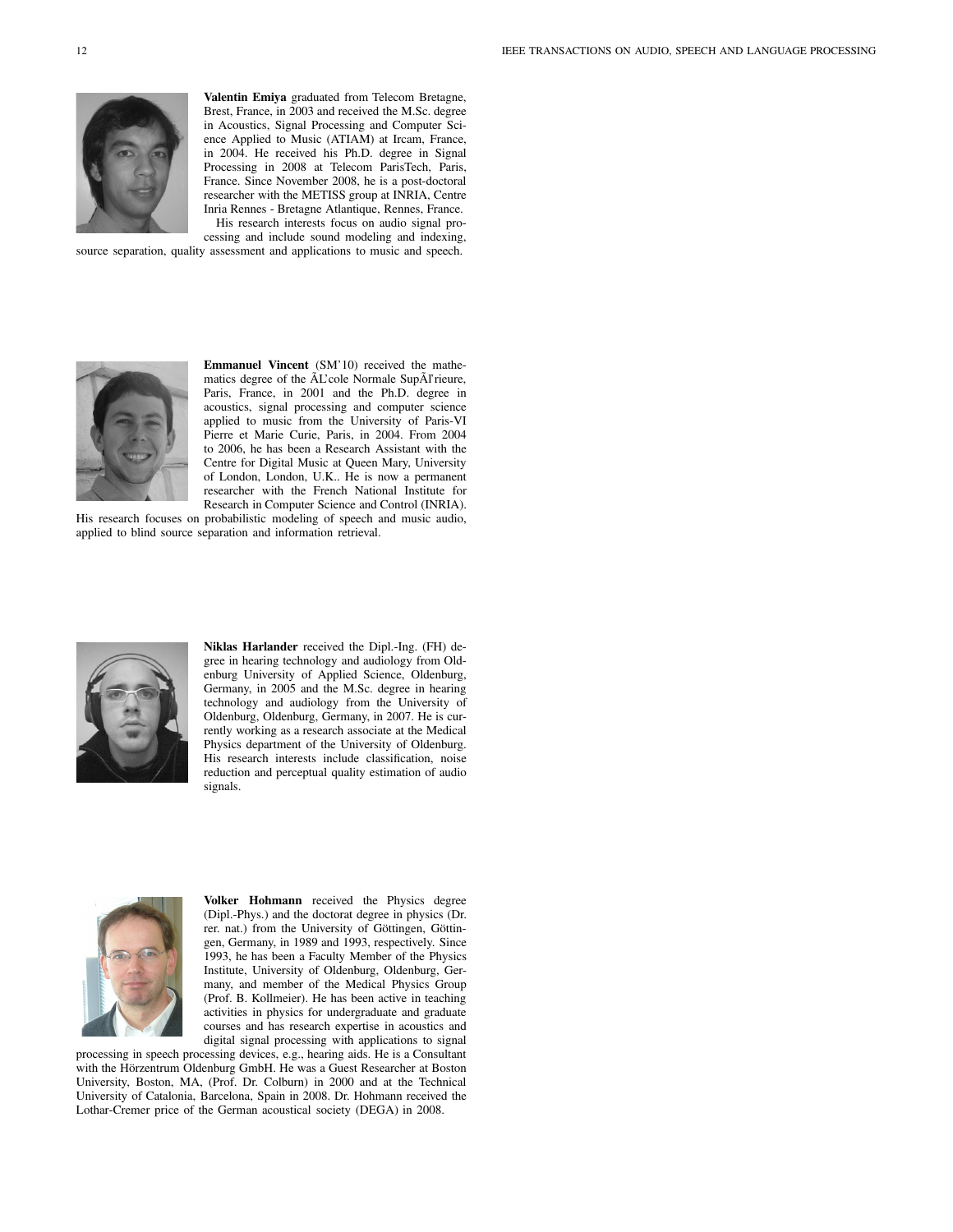**Valentin Emiya** graduated from Telecom Bretagne, Brest, France, in 2003 and received the M.Sc. degree in Acoustics, Signal Processing and Computer Science Applied to Music (ATIAM) at Ircam, France, in 2004. He received his Ph.D. degree in Signal Processing in 2008 at Telecom ParisTech, Paris, France. Since November 2008, he is a post-doctoral researcher with the METISS group at INRIA, Centre Inria Rennes - Bretagne Atlantique, Rennes, France.

His research interests focus on audio signal processing and include sound modeling and indexing, source separation, quality assessment and applications to music and speech.

**Emmanuel Vincent** (SM'10) received the mathematics degree of the ÃL'cole Normale SupÃľrieure, Paris, France, in 2001 and the Ph.D. degree in acoustics, signal processing and computer science applied to music from the University of Paris-VI Pierre et Marie Curie, Paris, in 2004. From 2004 to 2006, he has been a Research Assistant with the Centre for Digital Music at Queen Mary, University of London, London, U.K.. He is now a permanent researcher with the French National Institute for Research in Computer Science and Control (INRIA). His research focuses on probabilistic modeling of speech and music audio, applied to blind source separation and information retrieval.

**Niklas Harlander** received the Dipl.-Ing. (FH) degree in hearing technology and audiology from Oldenburg University of Applied Science, Oldenburg, Germany, in 2005 and the M.Sc. degree in hearing technology and audiology from the University of Oldenburg, Oldenburg, Germany, in 2007. He is currently working as a research associate at the Medical Physics department of the University of Oldenburg. His research interests include classification, noise reduction and perceptual quality estimation of audio signals.

**Volker Hohmann** received the Physics degree (Dipl.-Phys.) and the doctorat degree in physics (Dr. rer. nat.) from the University of Göttingen, Göttingen, Germany, in 1989 and 1993, respectively. Since 1993, he has been a Faculty Member of the Physics Institute, University of Oldenburg, Oldenburg, Germany, and member of the Medical Physics Group (Prof. B. Kollmeier). He has been active in teaching activities in physics for undergraduate and graduate courses and has research expertise in acoustics and digital signal processing with applications to signal processing in speech processing devices, e.g., hearing aids. He is a Consultant with the Hörzentrum Oldenburg GmbH. He was a Guest Researcher at Boston University, Boston, MA, (Prof. Dr. Colburn) in 2000 and at the Technical University of Catalonia, Barcelona, Spain in 2008. Dr. Hohmann received the Lothar-Cremer price of the German acoustical society (DEGA) in 2008.